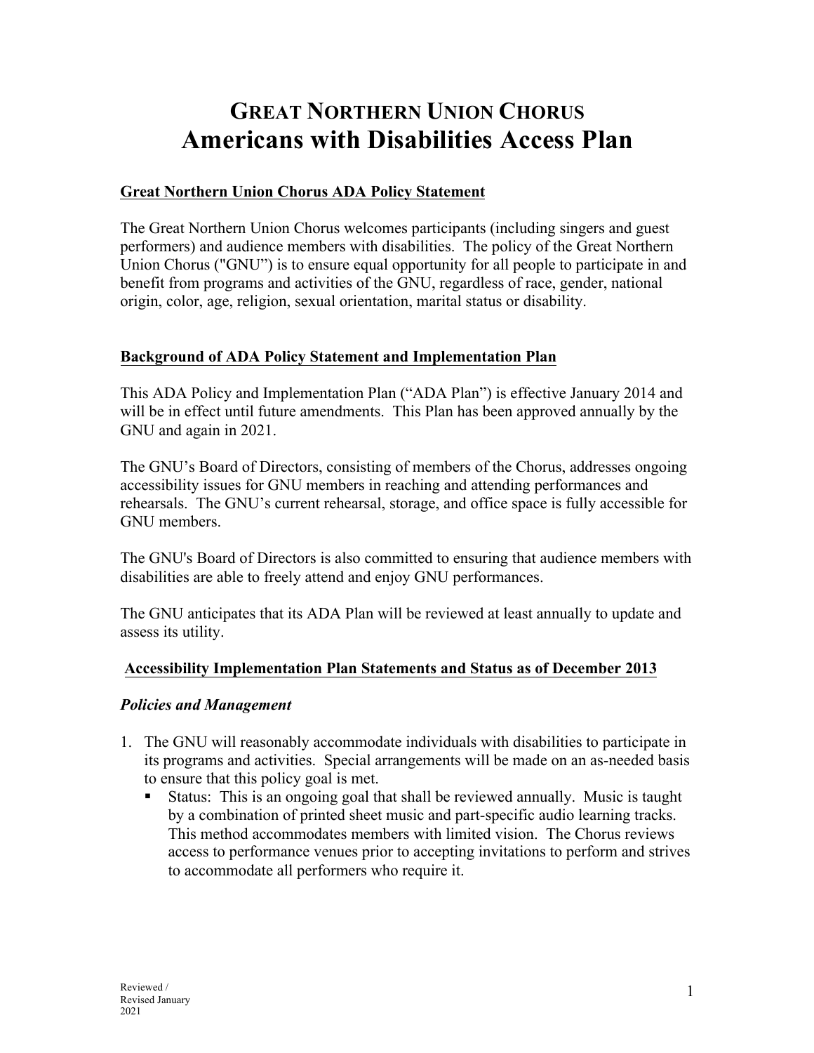# GREAT NORTHERN UNION CHORUS
# Americans with Disabilities Access Plan

## Great Northern Union Chorus ADA Policy Statement

The Great Northern Union Chorus welcomes participants (including singers and guest performers) and audience members with disabilities. The policy of the Great Northern Union Chorus ("GNU") is to ensure equal opportunity for all people to participate in and benefit from programs and activities of the GNU, regardless of race, gender, national origin, color, age, religion, sexual orientation, marital status or disability.

## Background of ADA Policy Statement and Implementation Plan

This ADA Policy and Implementation Plan ("ADA Plan") is effective January 2014 and will be in effect until future amendments. This Plan has been approved annually by the GNU and again in 2021.

The GNU's Board of Directors, consisting of members of the Chorus, addresses ongoing accessibility issues for GNU members in reaching and attending performances and rehearsals. The GNU's current rehearsal, storage, and office space is fully accessible for GNU members.

The GNU's Board of Directors is also committed to ensuring that audience members with disabilities are able to freely attend and enjoy GNU performances.

The GNU anticipates that its ADA Plan will be reviewed at least annually to update and assess its utility.

## Accessibility Implementation Plan Statements and Status as of December 2013

### *Policies and Management*

1. The GNU will reasonably accommodate individuals with disabilities to participate in its programs and activities. Special arrangements will be made on an as-needed basis to ensure that this policy goal is met.
   - Status: This is an ongoing goal that shall be reviewed annually. Music is taught by a combination of printed sheet music and part-specific audio learning tracks. This method accommodates members with limited vision. The Chorus reviews access to performance venues prior to accepting invitations to perform and strives to accommodate all performers who require it.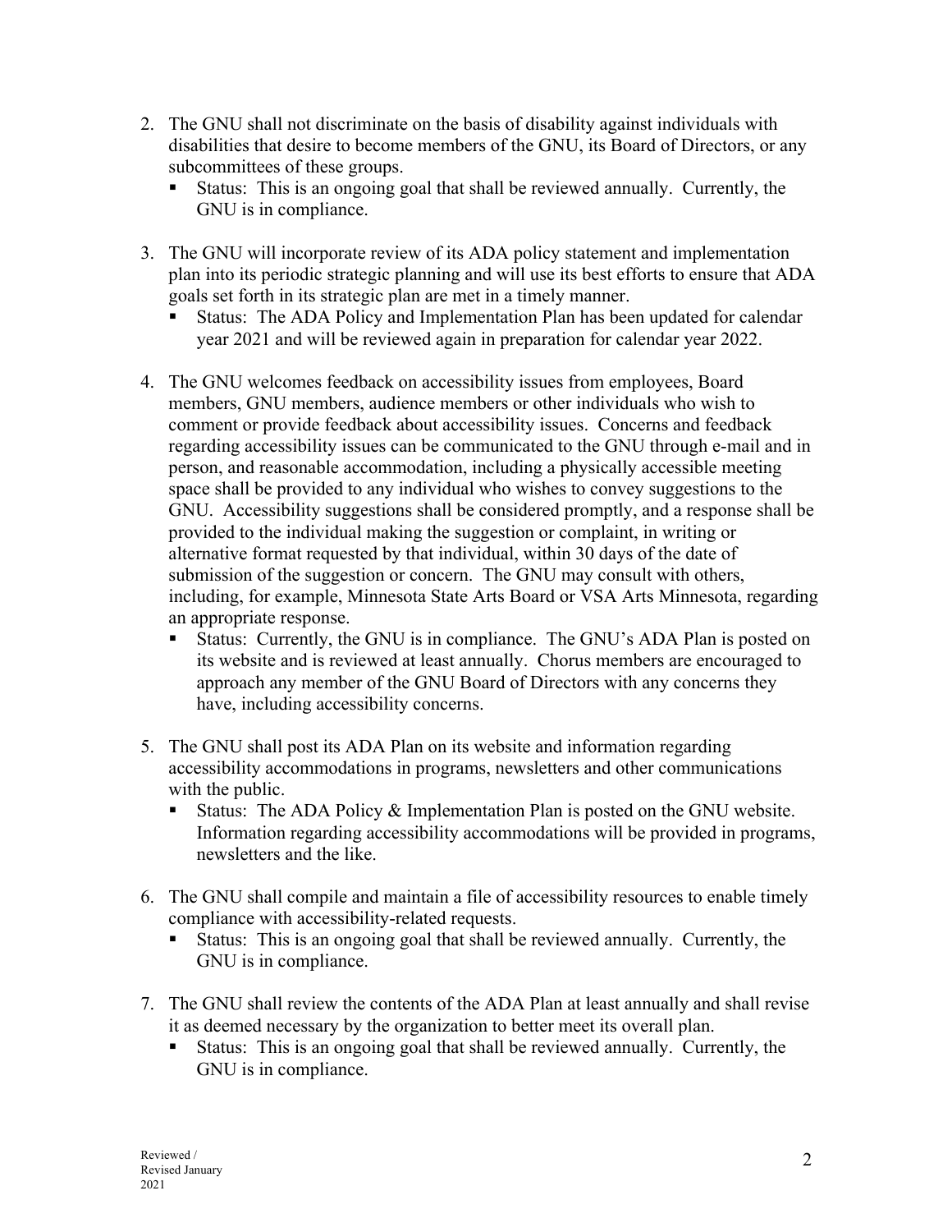2. The GNU shall not discriminate on the basis of disability against individuals with disabilities that desire to become members of the GNU, its Board of Directors, or any subcommittees of these groups.
   - Status: This is an ongoing goal that shall be reviewed annually. Currently, the GNU is in compliance.

3. The GNU will incorporate review of its ADA policy statement and implementation plan into its periodic strategic planning and will use its best efforts to ensure that ADA goals set forth in its strategic plan are met in a timely manner.
   - Status: The ADA Policy and Implementation Plan has been updated for calendar year 2021 and will be reviewed again in preparation for calendar year 2022.

4. The GNU welcomes feedback on accessibility issues from employees, Board members, GNU members, audience members or other individuals who wish to comment or provide feedback about accessibility issues. Concerns and feedback regarding accessibility issues can be communicated to the GNU through e-mail and in person, and reasonable accommodation, including a physically accessible meeting space shall be provided to any individual who wishes to convey suggestions to the GNU. Accessibility suggestions shall be considered promptly, and a response shall be provided to the individual making the suggestion or complaint, in writing or alternative format requested by that individual, within 30 days of the date of submission of the suggestion or concern. The GNU may consult with others, including, for example, Minnesota State Arts Board or VSA Arts Minnesota, regarding an appropriate response.
   - Status: Currently, the GNU is in compliance. The GNU's ADA Plan is posted on its website and is reviewed at least annually. Chorus members are encouraged to approach any member of the GNU Board of Directors with any concerns they have, including accessibility concerns.

5. The GNU shall post its ADA Plan on its website and information regarding accessibility accommodations in programs, newsletters and other communications with the public.
   - Status: The ADA Policy & Implementation Plan is posted on the GNU website. Information regarding accessibility accommodations will be provided in programs, newsletters and the like.

6. The GNU shall compile and maintain a file of accessibility resources to enable timely compliance with accessibility-related requests.
   - Status: This is an ongoing goal that shall be reviewed annually. Currently, the GNU is in compliance.

7. The GNU shall review the contents of the ADA Plan at least annually and shall revise it as deemed necessary by the organization to better meet its overall plan.
   - Status: This is an ongoing goal that shall be reviewed annually. Currently, the GNU is in compliance.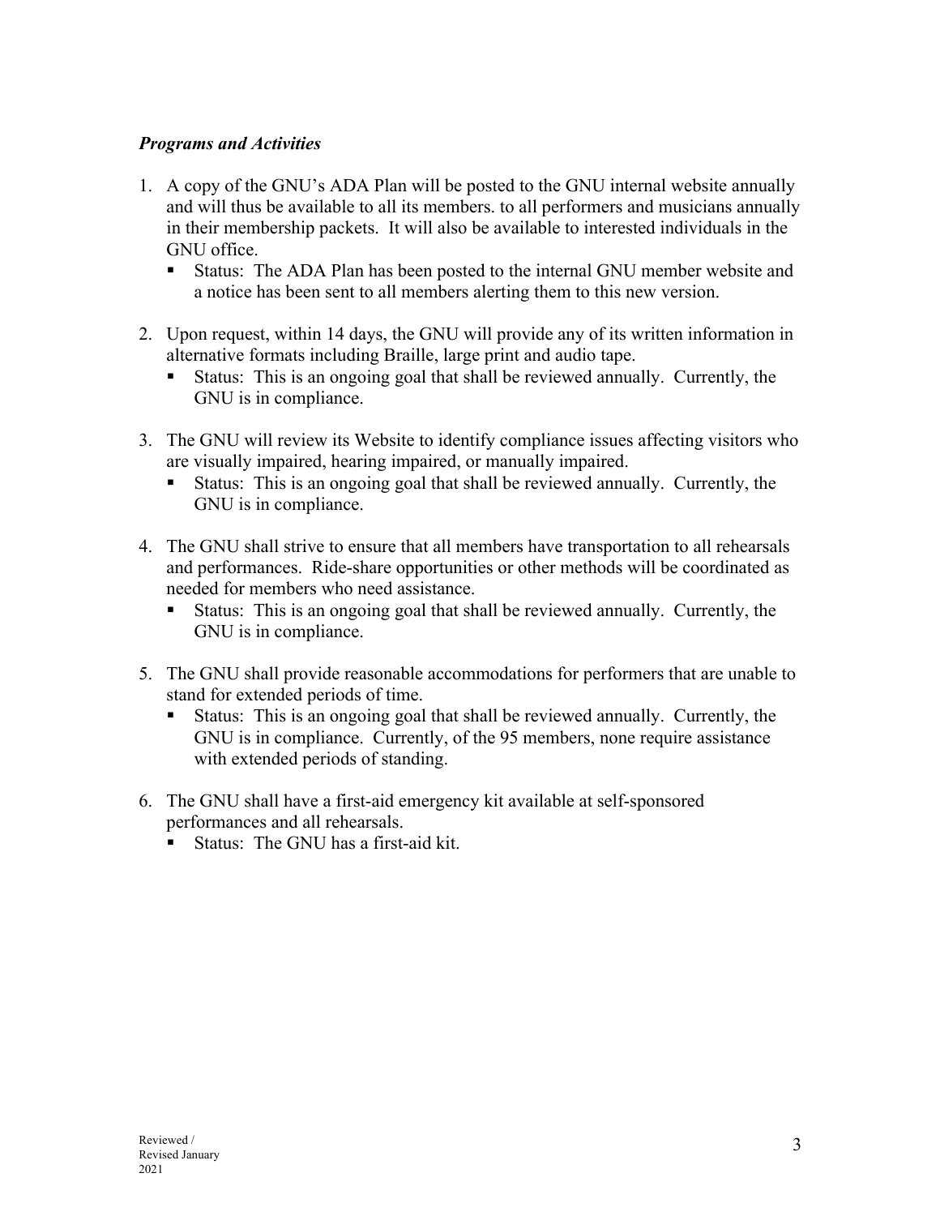### *Programs and Activities*

1. A copy of the GNU's ADA Plan will be posted to the GNU internal website annually and will thus be available to all its members. to all performers and musicians annually in their membership packets. It will also be available to interested individuals in the GNU office.
   - Status: The ADA Plan has been posted to the internal GNU member website and a notice has been sent to all members alerting them to this new version.

2. Upon request, within 14 days, the GNU will provide any of its written information in alternative formats including Braille, large print and audio tape.
   - Status: This is an ongoing goal that shall be reviewed annually. Currently, the GNU is in compliance.

3. The GNU will review its Website to identify compliance issues affecting visitors who are visually impaired, hearing impaired, or manually impaired.
   - Status: This is an ongoing goal that shall be reviewed annually. Currently, the GNU is in compliance.

4. The GNU shall strive to ensure that all members have transportation to all rehearsals and performances. Ride-share opportunities or other methods will be coordinated as needed for members who need assistance.
   - Status: This is an ongoing goal that shall be reviewed annually. Currently, the GNU is in compliance.

5. The GNU shall provide reasonable accommodations for performers that are unable to stand for extended periods of time.
   - Status: This is an ongoing goal that shall be reviewed annually. Currently, the GNU is in compliance. Currently, of the 95 members, none require assistance with extended periods of standing.

6. The GNU shall have a first-aid emergency kit available at self-sponsored performances and all rehearsals.
   - Status: The GNU has a first-aid kit.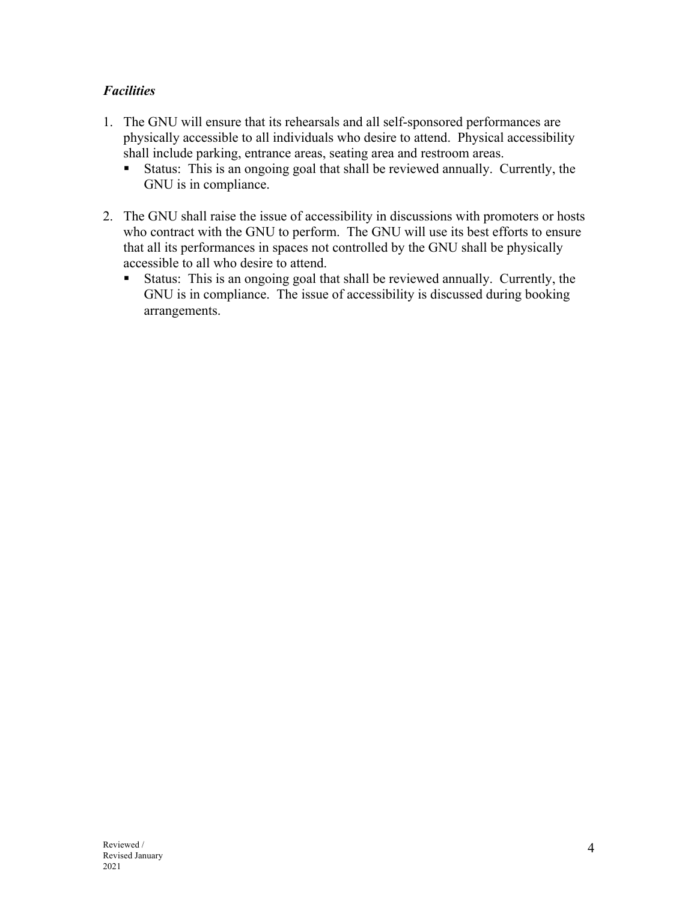*Facilities*

1. The GNU will ensure that its rehearsals and all self-sponsored performances are physically accessible to all individuals who desire to attend. Physical accessibility shall include parking, entrance areas, seating area and restroom areas.
   - Status: This is an ongoing goal that shall be reviewed annually. Currently, the GNU is in compliance.

2. The GNU shall raise the issue of accessibility in discussions with promoters or hosts who contract with the GNU to perform. The GNU will use its best efforts to ensure that all its performances in spaces not controlled by the GNU shall be physically accessible to all who desire to attend.
   - Status: This is an ongoing goal that shall be reviewed annually. Currently, the GNU is in compliance. The issue of accessibility is discussed during booking arrangements.